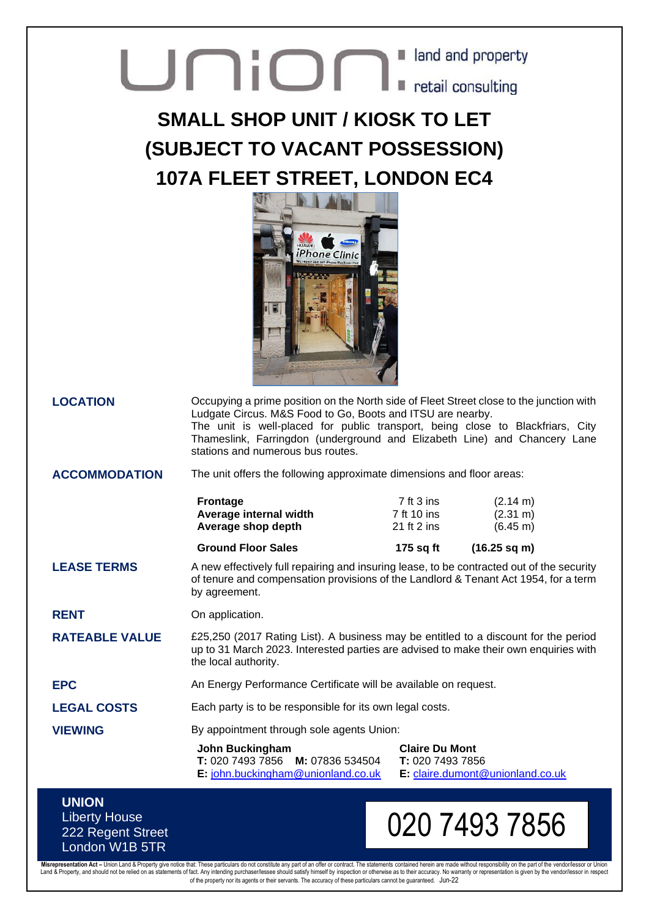union ■ land and property ■ retail consulting

# SMALL SHOP UNIT / KIOSK TO LET (SUBJECT TO VACANT POSSESSION) 107A FLEET STREET, LONDON EC4

**LOCATION**

Occupying a prime position on the North side of Fleet Street close to the junction with Ludgate Circus. M&S Food to Go, Boots and ITSU are nearby.
The unit is well-placed for public transport, being close to Blackfriars, City Thameslink, Farringdon (underground and Elizabeth Line) and Chancery Lane stations and numerous bus routes.

**ACCOMMODATION**

The unit offers the following approximate dimensions and floor areas:

| | | |
|---|---|---|
| **Frontage** | 7 ft 3 ins | (2.14 m) |
| **Average internal width** | 7 ft 10 ins | (2.31 m) |
| **Average shop depth** | 21 ft 2 ins | (6.45 m) |
| **Ground Floor Sales** | **175 sq ft** | **(16.25 sq m)** |

**LEASE TERMS**

A new effectively full repairing and insuring lease, to be contracted out of the security of tenure and compensation provisions of the Landlord & Tenant Act 1954, for a term by agreement.

**RENT**

On application.

**RATEABLE VALUE**

£25,250 (2017 Rating List). A business may be entitled to a discount for the period up to 31 March 2023. Interested parties are advised to make their own enquiries with the local authority.

**EPC**

An Energy Performance Certificate will be available on request.

**LEGAL COSTS**

Each party is to be responsible for its own legal costs.

**VIEWING**

By appointment through sole agents Union:

**John Buckingham**
**T:** 020 7493 7856 **M:** 07836 534504
**E:** john.buckingham@unionland.co.uk

**Claire Du Mont**
**T:** 020 7493 7856
**E:** claire.dumont@unionland.co.uk

**UNION**
Liberty House
222 Regent Street
London W1B 5TR

020 7493 7856

**Misrepresentation Act** – Union Land & Property give notice that: These particulars do not constitute any part of an offer or contract. The statements contained herein are made without responsibility on the part of the vendor/lessor or Union Land & Property, and should not be relied on as statements of fact. Any intending purchaser/lessee should satisfy himself by inspection or otherwise as to their accuracy. No warranty or representation is given by the vendor/lessor in respect of the property nor its agents or their servants. The accuracy of these particulars cannot be guaranteed. Jun-22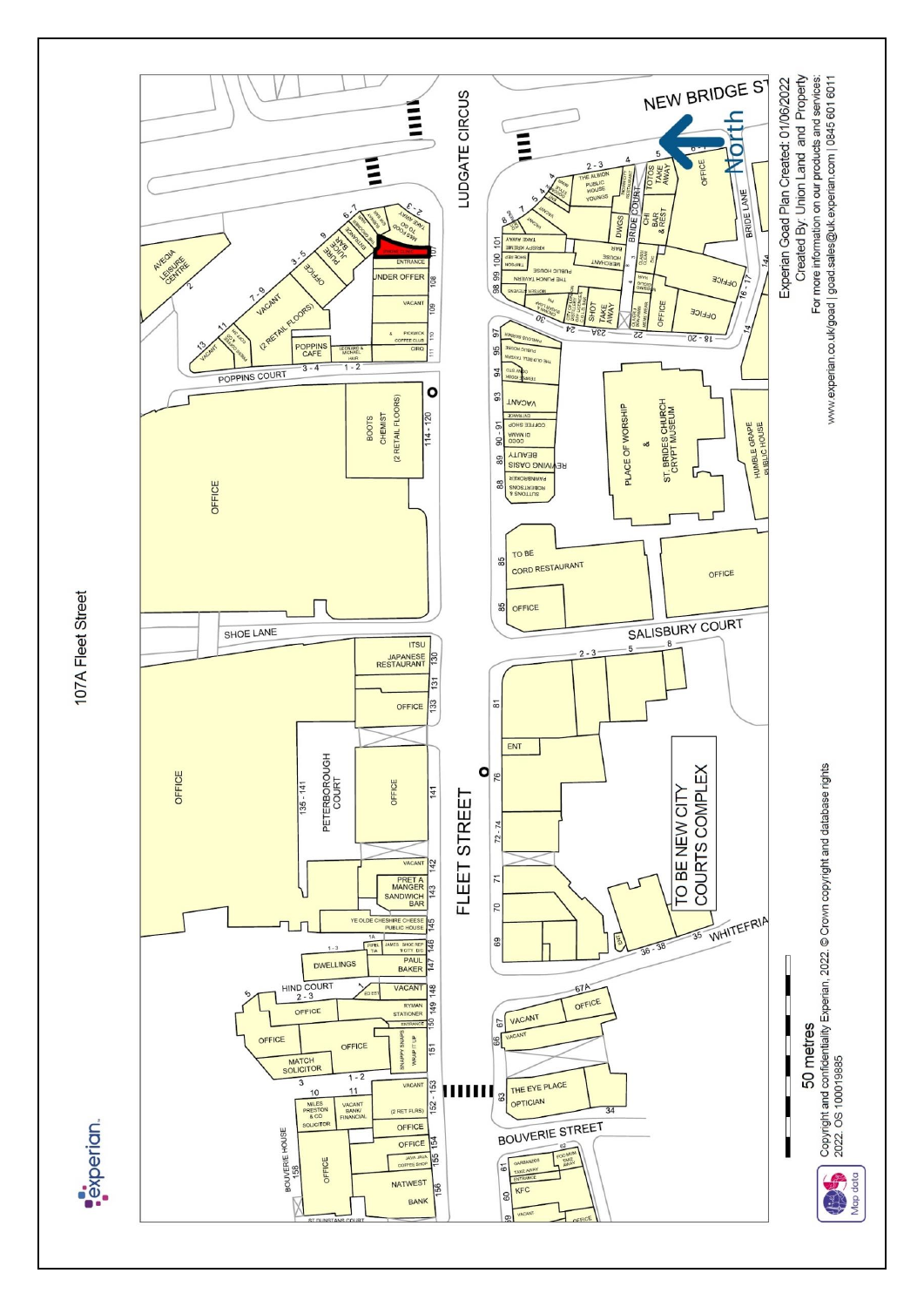# 107A Fleet Street

experian.

Experian Goad Plan Created: 01/06/2022
Created By: Union Land and Property
For more information on our products and services:
www.experian.co.uk/goad | goad.sales@uk.experian.com | 0845 601 6011

50 metres

Copyright and confidentiality Experian, 2022. © Crown copyright and database rights 2022. OS 100019885

Map data

North

FLEET STREET
LUDGATE CIRCUS
NEW BRIDGE ST
POPPINS COURT
SHOE LANE
SALISBURY COURT
HIND COURT
BOUVERIE STREET
WHITEFRIARS
BRIDE LANE
BRIDE COURT
PETERBOROUGH COURT
BOUVERIE HOUSE
ST DUNSTANS COURT

TO BE NEW CITY COURTS COMPLEX
PLACE OF WORSHIP & ST. BRIDES CHURCH CRYPT MUSEUM
BOOTS CHEMIST (2 RETAIL FLOORS)
AVEQIA LEISURE CENTRE
YE OLDE CHESHIRE CHEESE PUBLIC HOUSE
PRET A MANGER SANDWICH BAR
ITSU JAPANESE RESTAURANT
PAUL BAKER
RYMAN STATIONER
NATWEST BANK
THE EYE PLACE OPTICIAN
KFC
MILES PRESTON & CO SOLICITOR
MATCH SOLICITOR
POPPINS CAFE
HUMBLE GRAPE PUBLIC HOUSE
CORD RESTAURANT
THE PUNCH TAVERN PUBLIC HOUSE
THE ALBION PUBLIC HOUSE YOUNGS
REVIVING OASIS BEAUTY
KRISPY KREME TAKE AWAY
UNDER OFFER
VACANT
OFFICE
DWELLINGS